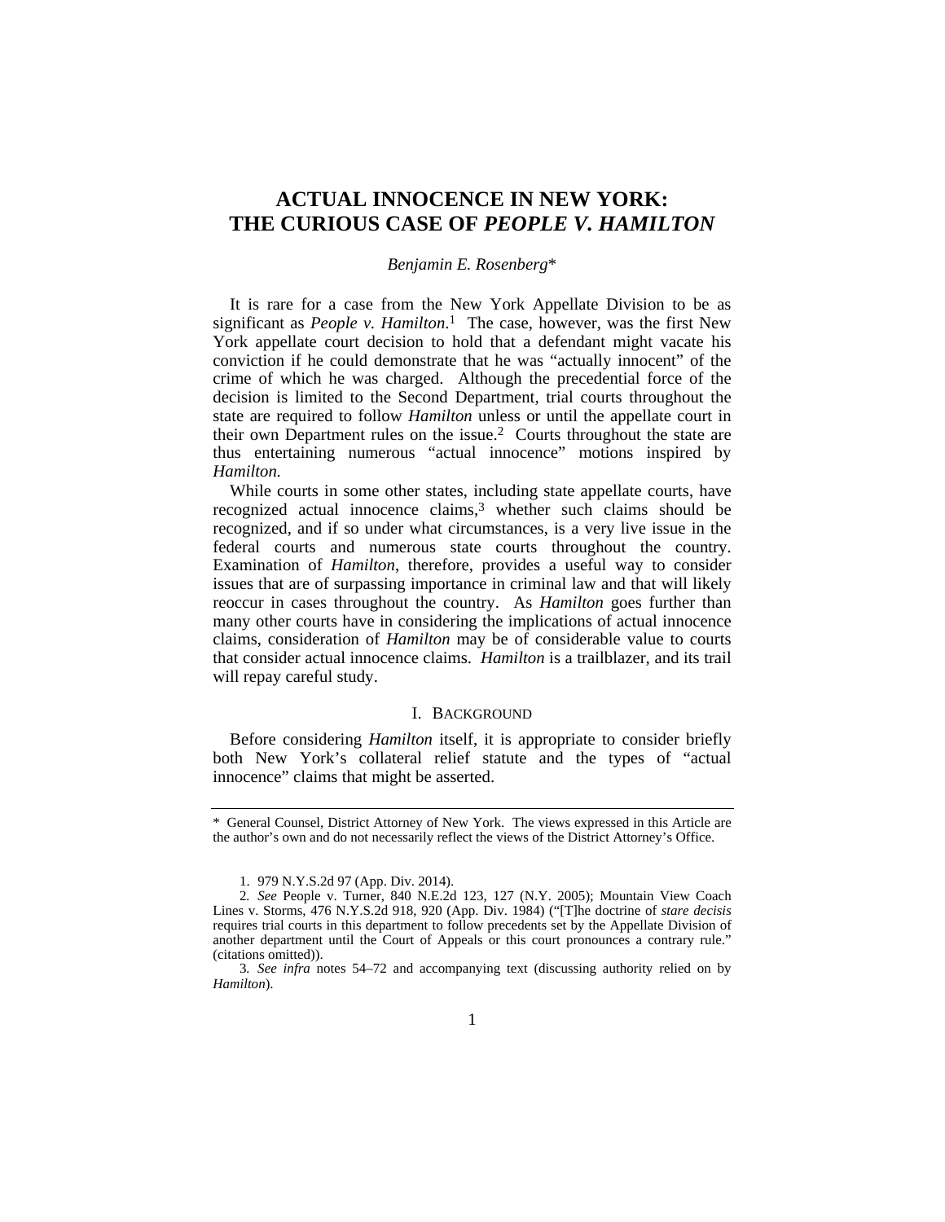# ACTUAL INNOCENCE IN NEW YORK: THE CURIOUS CASE OF *PEOPLE V. HAMILTON*

*Benjamin E. Rosenberg**

It is rare for a case from the New York Appellate Division to be as significant as *People v. Hamilton*.[1] The case, however, was the first New York appellate court decision to hold that a defendant might vacate his conviction if he could demonstrate that he was "actually innocent" of the crime of which he was charged. Although the precedential force of the decision is limited to the Second Department, trial courts throughout the state are required to follow *Hamilton* unless or until the appellate court in their own Department rules on the issue.[2] Courts throughout the state are thus entertaining numerous "actual innocence" motions inspired by *Hamilton.*

While courts in some other states, including state appellate courts, have recognized actual innocence claims,[3] whether such claims should be recognized, and if so under what circumstances, is a very live issue in the federal courts and numerous state courts throughout the country. Examination of *Hamilton*, therefore, provides a useful way to consider issues that are of surpassing importance in criminal law and that will likely reoccur in cases throughout the country. As *Hamilton* goes further than many other courts have in considering the implications of actual innocence claims, consideration of *Hamilton* may be of considerable value to courts that consider actual innocence claims. *Hamilton* is a trailblazer, and its trail will repay careful study.

## I. BACKGROUND

Before considering *Hamilton* itself, it is appropriate to consider briefly both New York's collateral relief statute and the types of "actual innocence" claims that might be asserted.

---

\* General Counsel, District Attorney of New York. The views expressed in this Article are the author's own and do not necessarily reflect the views of the District Attorney's Office.

1. 979 N.Y.S.2d 97 (App. Div. 2014).

2. *See* People v. Turner, 840 N.E.2d 123, 127 (N.Y. 2005); Mountain View Coach Lines v. Storms, 476 N.Y.S.2d 918, 920 (App. Div. 1984) ("[T]he doctrine of *stare decisis* requires trial courts in this department to follow precedents set by the Appellate Division of another department until the Court of Appeals or this court pronounces a contrary rule." (citations omitted)).

3. *See infra* notes 54–72 and accompanying text (discussing authority relied on by *Hamilton*).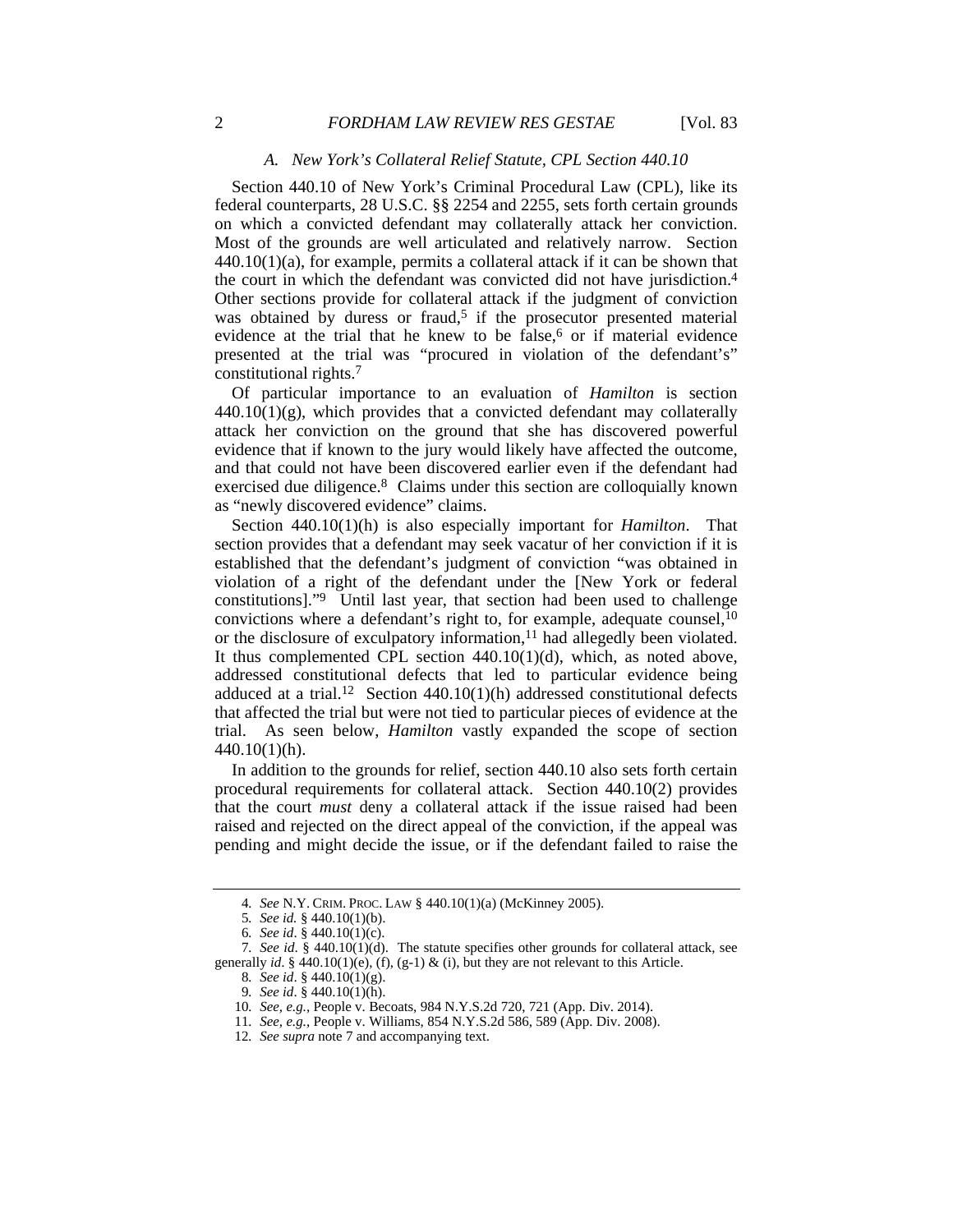### *A. New York's Collateral Relief Statute, CPL Section 440.10*

Section 440.10 of New York's Criminal Procedural Law (CPL), like its federal counterparts, 28 U.S.C. §§ 2254 and 2255, sets forth certain grounds on which a convicted defendant may collaterally attack her conviction. Most of the grounds are well articulated and relatively narrow. Section 440.10(1)(a), for example, permits a collateral attack if it can be shown that the court in which the defendant was convicted did not have jurisdiction.[4] Other sections provide for collateral attack if the judgment of conviction was obtained by duress or fraud,[5] if the prosecutor presented material evidence at the trial that he knew to be false,[6] or if material evidence presented at the trial was "procured in violation of the defendant's" constitutional rights.[7]

Of particular importance to an evaluation of *Hamilton* is section 440.10(1)(g), which provides that a convicted defendant may collaterally attack her conviction on the ground that she has discovered powerful evidence that if known to the jury would likely have affected the outcome, and that could not have been discovered earlier even if the defendant had exercised due diligence.[8] Claims under this section are colloquially known as "newly discovered evidence" claims.

Section 440.10(1)(h) is also especially important for *Hamilton*. That section provides that a defendant may seek vacatur of her conviction if it is established that the defendant's judgment of conviction "was obtained in violation of a right of the defendant under the [New York or federal constitutions]."[9] Until last year, that section had been used to challenge convictions where a defendant's right to, for example, adequate counsel,[10] or the disclosure of exculpatory information,[11] had allegedly been violated. It thus complemented CPL section 440.10(1)(d), which, as noted above, addressed constitutional defects that led to particular evidence being adduced at a trial.[12] Section 440.10(1)(h) addressed constitutional defects that affected the trial but were not tied to particular pieces of evidence at the trial. As seen below, *Hamilton* vastly expanded the scope of section 440.10(1)(h).

In addition to the grounds for relief, section 440.10 also sets forth certain procedural requirements for collateral attack. Section 440.10(2) provides that the court *must* deny a collateral attack if the issue raised had been raised and rejected on the direct appeal of the conviction, if the appeal was pending and might decide the issue, or if the defendant failed to raise the

---

4. *See* N.Y. CRIM. PROC. LAW § 440.10(1)(a) (McKinney 2005).

5. *See id.* § 440.10(1)(b).

6. *See id*. § 440.10(1)(c).

7. *See id*. § 440.10(1)(d). The statute specifies other grounds for collateral attack, see generally *id*. § 440.10(1)(e), (f), (g-1) & (i), but they are not relevant to this Article.

8. *See id*. § 440.10(1)(g).

9. *See id*. § 440.10(1)(h).

10. *See, e.g.*, People v. Becoats, 984 N.Y.S.2d 720, 721 (App. Div. 2014).

11. *See, e.g.*, People v. Williams, 854 N.Y.S.2d 586, 589 (App. Div. 2008).

12. *See supra* note 7 and accompanying text.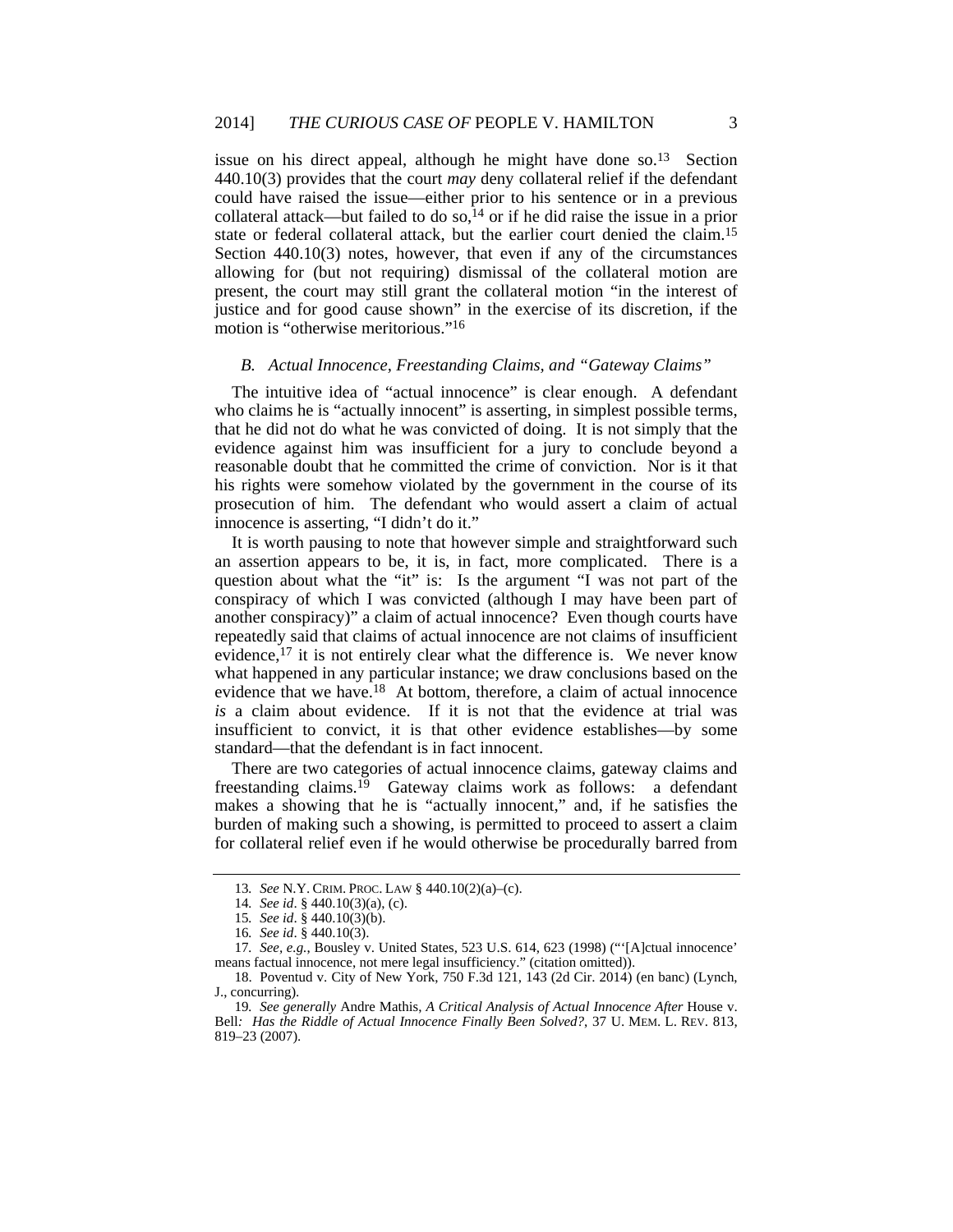issue on his direct appeal, although he might have done so.[13] Section 440.10(3) provides that the court *may* deny collateral relief if the defendant could have raised the issue—either prior to his sentence or in a previous collateral attack—but failed to do so,[14] or if he did raise the issue in a prior state or federal collateral attack, but the earlier court denied the claim.[15] Section 440.10(3) notes, however, that even if any of the circumstances allowing for (but not requiring) dismissal of the collateral motion are present, the court may still grant the collateral motion "in the interest of justice and for good cause shown" in the exercise of its discretion, if the motion is "otherwise meritorious."[16]

### *B. Actual Innocence, Freestanding Claims, and "Gateway Claims"*

The intuitive idea of "actual innocence" is clear enough. A defendant who claims he is "actually innocent" is asserting, in simplest possible terms, that he did not do what he was convicted of doing. It is not simply that the evidence against him was insufficient for a jury to conclude beyond a reasonable doubt that he committed the crime of conviction. Nor is it that his rights were somehow violated by the government in the course of its prosecution of him. The defendant who would assert a claim of actual innocence is asserting, "I didn't do it."

It is worth pausing to note that however simple and straightforward such an assertion appears to be, it is, in fact, more complicated. There is a question about what the "it" is: Is the argument "I was not part of the conspiracy of which I was convicted (although I may have been part of another conspiracy)" a claim of actual innocence? Even though courts have repeatedly said that claims of actual innocence are not claims of insufficient evidence,[17] it is not entirely clear what the difference is. We never know what happened in any particular instance; we draw conclusions based on the evidence that we have.[18] At bottom, therefore, a claim of actual innocence *is* a claim about evidence. If it is not that the evidence at trial was insufficient to convict, it is that other evidence establishes—by some standard—that the defendant is in fact innocent.

There are two categories of actual innocence claims, gateway claims and freestanding claims.[19] Gateway claims work as follows: a defendant makes a showing that he is "actually innocent," and, if he satisfies the burden of making such a showing, is permitted to proceed to assert a claim for collateral relief even if he would otherwise be procedurally barred from

---

13. *See* N.Y. CRIM. PROC. LAW § 440.10(2)(a)–(c).

14. *See id*. § 440.10(3)(a), (c).

15. *See id*. § 440.10(3)(b).

16. *See id*. § 440.10(3).

17. *See, e.g.*, Bousley v. United States, 523 U.S. 614, 623 (1998) ("'[A]ctual innocence' means factual innocence, not mere legal insufficiency." (citation omitted)).

18. Poventud v. City of New York, 750 F.3d 121, 143 (2d Cir. 2014) (en banc) (Lynch, J., concurring).

19. *See generally* Andre Mathis, *A Critical Analysis of Actual Innocence After* House v. Bell*: Has the Riddle of Actual Innocence Finally Been Solved?*, 37 U. MEM. L. REV. 813, 819–23 (2007).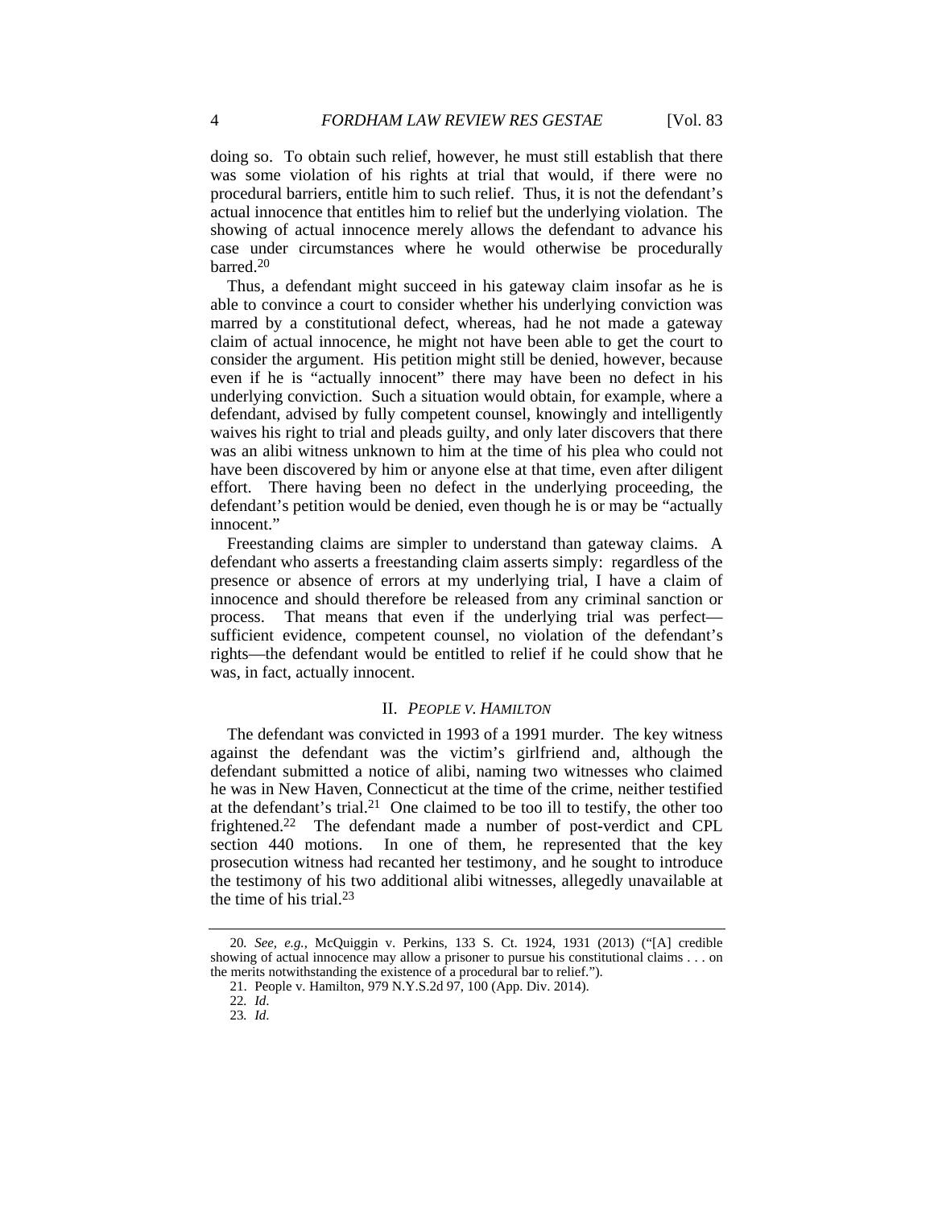doing so. To obtain such relief, however, he must still establish that there was some violation of his rights at trial that would, if there were no procedural barriers, entitle him to such relief. Thus, it is not the defendant's actual innocence that entitles him to relief but the underlying violation. The showing of actual innocence merely allows the defendant to advance his case under circumstances where he would otherwise be procedurally barred.[20]

Thus, a defendant might succeed in his gateway claim insofar as he is able to convince a court to consider whether his underlying conviction was marred by a constitutional defect, whereas, had he not made a gateway claim of actual innocence, he might not have been able to get the court to consider the argument. His petition might still be denied, however, because even if he is "actually innocent" there may have been no defect in his underlying conviction. Such a situation would obtain, for example, where a defendant, advised by fully competent counsel, knowingly and intelligently waives his right to trial and pleads guilty, and only later discovers that there was an alibi witness unknown to him at the time of his plea who could not have been discovered by him or anyone else at that time, even after diligent effort. There having been no defect in the underlying proceeding, the defendant's petition would be denied, even though he is or may be "actually innocent."

Freestanding claims are simpler to understand than gateway claims. A defendant who asserts a freestanding claim asserts simply: regardless of the presence or absence of errors at my underlying trial, I have a claim of innocence and should therefore be released from any criminal sanction or process. That means that even if the underlying trial was perfect—sufficient evidence, competent counsel, no violation of the defendant's rights—the defendant would be entitled to relief if he could show that he was, in fact, actually innocent.

## II. *PEOPLE V. HAMILTON*

The defendant was convicted in 1993 of a 1991 murder. The key witness against the defendant was the victim's girlfriend and, although the defendant submitted a notice of alibi, naming two witnesses who claimed he was in New Haven, Connecticut at the time of the crime, neither testified at the defendant's trial.[21] One claimed to be too ill to testify, the other too frightened.[22] The defendant made a number of post-verdict and CPL section 440 motions. In one of them, he represented that the key prosecution witness had recanted her testimony, and he sought to introduce the testimony of his two additional alibi witnesses, allegedly unavailable at the time of his trial.[23]

---

20. *See, e.g.*, McQuiggin v. Perkins, 133 S. Ct. 1924, 1931 (2013) ("[A] credible showing of actual innocence may allow a prisoner to pursue his constitutional claims . . . on the merits notwithstanding the existence of a procedural bar to relief.").

21. People v. Hamilton, 979 N.Y.S.2d 97, 100 (App. Div. 2014).

22. *Id.*

23. *Id.*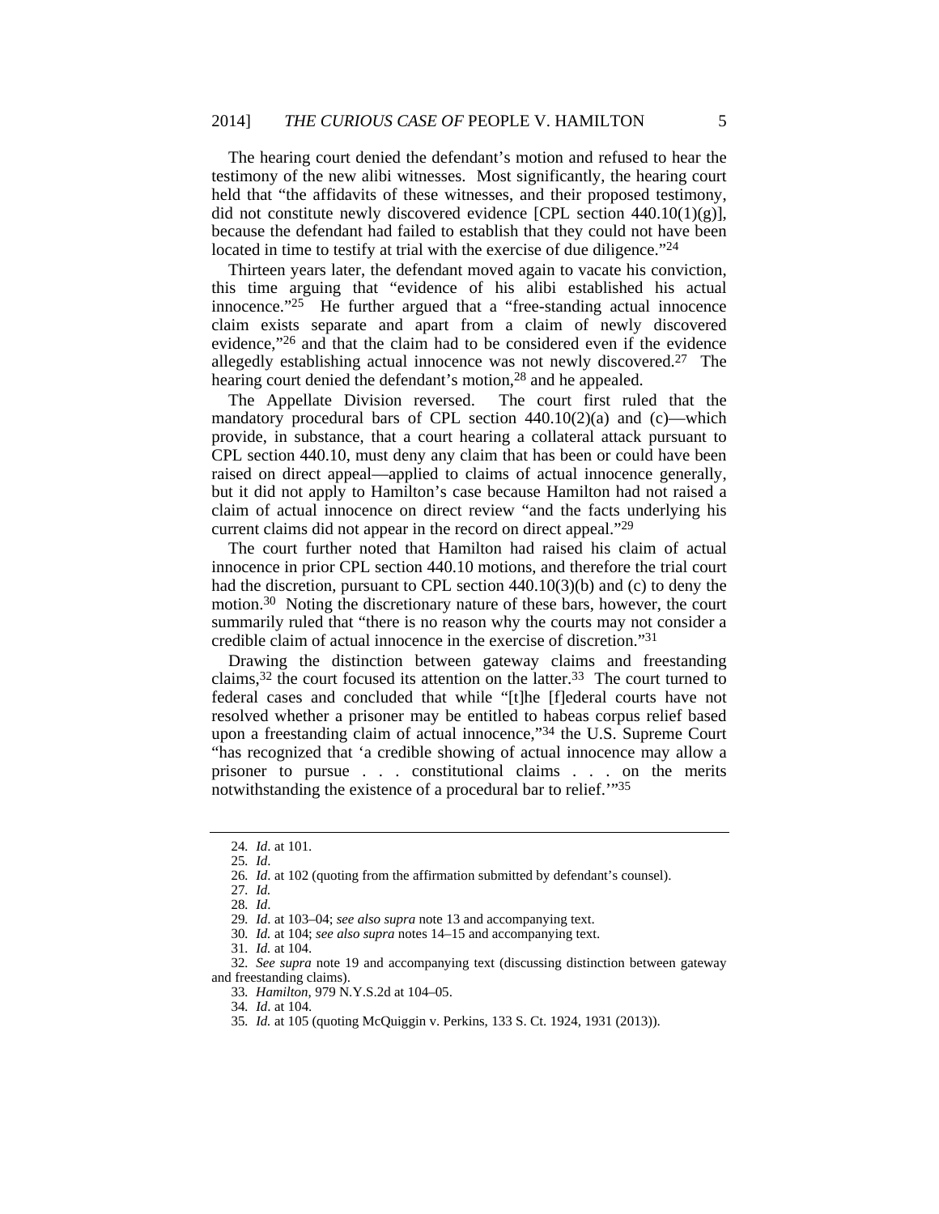The hearing court denied the defendant's motion and refused to hear the testimony of the new alibi witnesses. Most significantly, the hearing court held that "the affidavits of these witnesses, and their proposed testimony, did not constitute newly discovered evidence [CPL section 440.10(1)(g)], because the defendant had failed to establish that they could not have been located in time to testify at trial with the exercise of due diligence."[24]

Thirteen years later, the defendant moved again to vacate his conviction, this time arguing that "evidence of his alibi established his actual innocence."[25] He further argued that a "free-standing actual innocence claim exists separate and apart from a claim of newly discovered evidence,"[26] and that the claim had to be considered even if the evidence allegedly establishing actual innocence was not newly discovered.[27] The hearing court denied the defendant's motion,[28] and he appealed.

The Appellate Division reversed. The court first ruled that the mandatory procedural bars of CPL section 440.10(2)(a) and (c)—which provide, in substance, that a court hearing a collateral attack pursuant to CPL section 440.10, must deny any claim that has been or could have been raised on direct appeal—applied to claims of actual innocence generally, but it did not apply to Hamilton's case because Hamilton had not raised a claim of actual innocence on direct review "and the facts underlying his current claims did not appear in the record on direct appeal."[29]

The court further noted that Hamilton had raised his claim of actual innocence in prior CPL section 440.10 motions, and therefore the trial court had the discretion, pursuant to CPL section 440.10(3)(b) and (c) to deny the motion.[30] Noting the discretionary nature of these bars, however, the court summarily ruled that "there is no reason why the courts may not consider a credible claim of actual innocence in the exercise of discretion."[31]

Drawing the distinction between gateway claims and freestanding claims,[32] the court focused its attention on the latter.[33] The court turned to federal cases and concluded that while "[t]he [f]ederal courts have not resolved whether a prisoner may be entitled to habeas corpus relief based upon a freestanding claim of actual innocence,"[34] the U.S. Supreme Court "has recognized that 'a credible showing of actual innocence may allow a prisoner to pursue . . . constitutional claims . . . on the merits notwithstanding the existence of a procedural bar to relief.'"[35]

---

24. *Id*. at 101.

25. *Id*.

26. *Id*. at 102 (quoting from the affirmation submitted by defendant's counsel).

27. *Id.*

28. *Id*.

29. *Id*. at 103–04; *see also supra* note 13 and accompanying text.

30. *Id.* at 104; *see also supra* notes 14–15 and accompanying text.

31. *Id.* at 104.

32. *See supra* note 19 and accompanying text (discussing distinction between gateway and freestanding claims).

33. *Hamilton*, 979 N.Y.S.2d at 104–05.

34. *Id*. at 104.

35. *Id.* at 105 (quoting McQuiggin v. Perkins, 133 S. Ct. 1924, 1931 (2013)).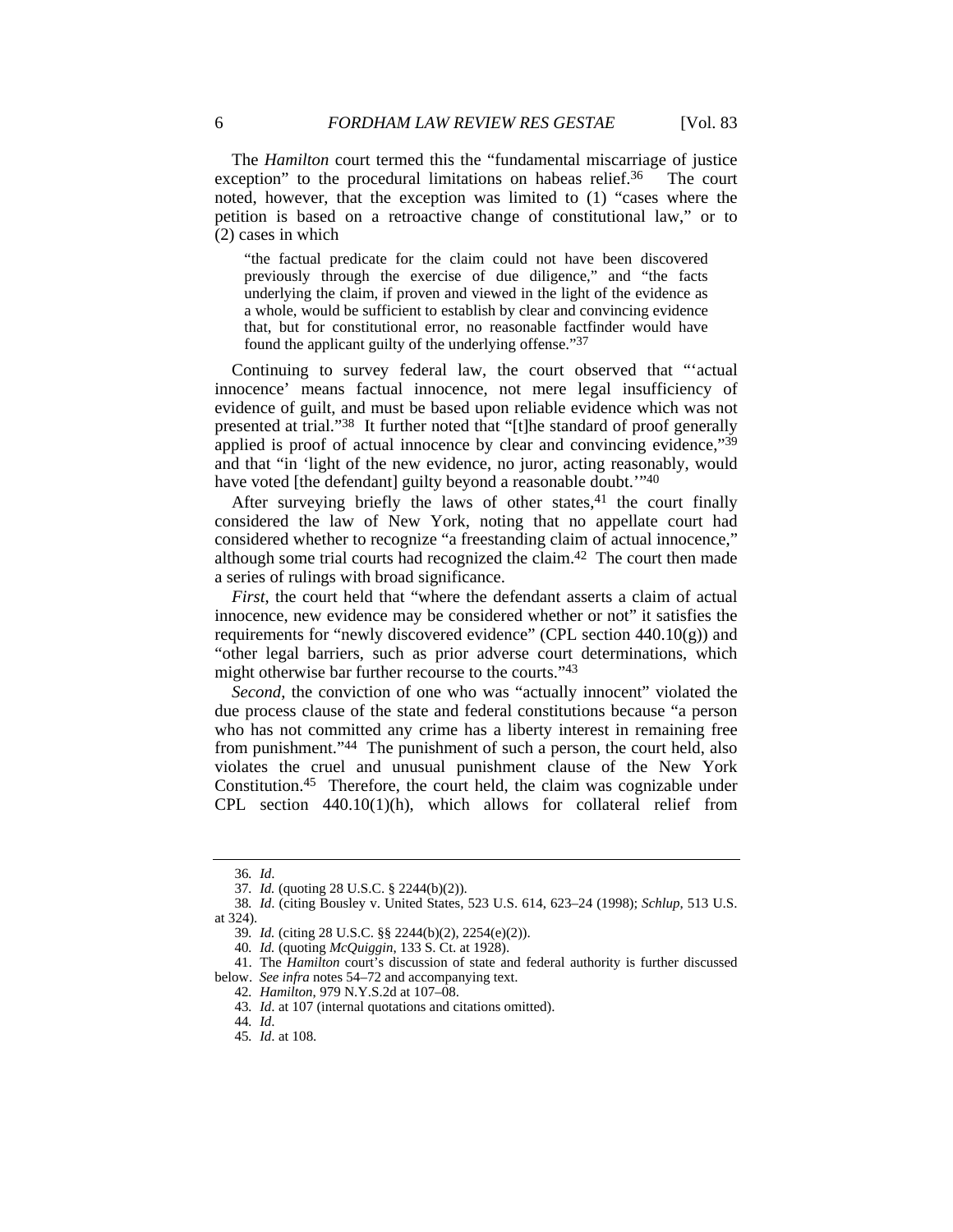The *Hamilton* court termed this the "fundamental miscarriage of justice exception" to the procedural limitations on habeas relief.[36] The court noted, however, that the exception was limited to (1) "cases where the petition is based on a retroactive change of constitutional law," or to (2) cases in which

> "the factual predicate for the claim could not have been discovered previously through the exercise of due diligence," and "the facts underlying the claim, if proven and viewed in the light of the evidence as a whole, would be sufficient to establish by clear and convincing evidence that, but for constitutional error, no reasonable factfinder would have found the applicant guilty of the underlying offense."[37]

Continuing to survey federal law, the court observed that "'actual innocence' means factual innocence, not mere legal insufficiency of evidence of guilt, and must be based upon reliable evidence which was not presented at trial."[38] It further noted that "[t]he standard of proof generally applied is proof of actual innocence by clear and convincing evidence,"[39] and that "in 'light of the new evidence, no juror, acting reasonably, would have voted [the defendant] guilty beyond a reasonable doubt.'"[40]

After surveying briefly the laws of other states,[41] the court finally considered the law of New York, noting that no appellate court had considered whether to recognize "a freestanding claim of actual innocence," although some trial courts had recognized the claim.[42] The court then made a series of rulings with broad significance.

*First*, the court held that "where the defendant asserts a claim of actual innocence, new evidence may be considered whether or not" it satisfies the requirements for "newly discovered evidence" (CPL section 440.10(g)) and "other legal barriers, such as prior adverse court determinations, which might otherwise bar further recourse to the courts."[43]

*Second*, the conviction of one who was "actually innocent" violated the due process clause of the state and federal constitutions because "a person who has not committed any crime has a liberty interest in remaining free from punishment."[44] The punishment of such a person, the court held, also violates the cruel and unusual punishment clause of the New York Constitution.[45] Therefore, the court held, the claim was cognizable under CPL section 440.10(1)(h), which allows for collateral relief from

---

36. *Id*.

37. *Id.* (quoting 28 U.S.C. § 2244(b)(2)).

38. *Id*. (citing Bousley v. United States, 523 U.S. 614, 623–24 (1998); *Schlup*, 513 U.S. at 324).

39. *Id.* (citing 28 U.S.C. §§ 2244(b)(2), 2254(e)(2)).

40. *Id.* (quoting *McQuiggin*, 133 S. Ct. at 1928).

41. The *Hamilton* court's discussion of state and federal authority is further discussed below. *See infra* notes 54–72 and accompanying text.

42. *Hamilton*, 979 N.Y.S.2d at 107–08.

43. *Id*. at 107 (internal quotations and citations omitted).

44. *Id*.

45. *Id*. at 108.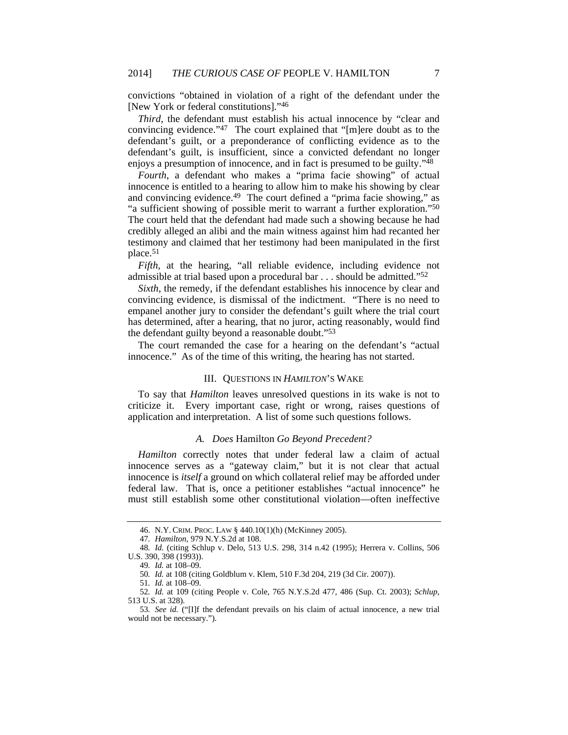convictions "obtained in violation of a right of the defendant under the [New York or federal constitutions]."[46]

*Third*, the defendant must establish his actual innocence by "clear and convincing evidence."[47] The court explained that "[m]ere doubt as to the defendant's guilt, or a preponderance of conflicting evidence as to the defendant's guilt, is insufficient, since a convicted defendant no longer enjoys a presumption of innocence, and in fact is presumed to be guilty."[48]

*Fourth*, a defendant who makes a "prima facie showing" of actual innocence is entitled to a hearing to allow him to make his showing by clear and convincing evidence.[49] The court defined a "prima facie showing," as "a sufficient showing of possible merit to warrant a further exploration."[50] The court held that the defendant had made such a showing because he had credibly alleged an alibi and the main witness against him had recanted her testimony and claimed that her testimony had been manipulated in the first place.[51]

*Fifth*, at the hearing, "all reliable evidence, including evidence not admissible at trial based upon a procedural bar . . . should be admitted."[52]

*Sixth*, the remedy, if the defendant establishes his innocence by clear and convincing evidence, is dismissal of the indictment. "There is no need to empanel another jury to consider the defendant's guilt where the trial court has determined, after a hearing, that no juror, acting reasonably, would find the defendant guilty beyond a reasonable doubt."[53]

The court remanded the case for a hearing on the defendant's "actual innocence." As of the time of this writing, the hearing has not started.

## III. QUESTIONS IN *HAMILTON*'S WAKE

To say that *Hamilton* leaves unresolved questions in its wake is not to criticize it. Every important case, right or wrong, raises questions of application and interpretation. A list of some such questions follows.

### *A. Does* Hamilton *Go Beyond Precedent?*

*Hamilton* correctly notes that under federal law a claim of actual innocence serves as a "gateway claim," but it is not clear that actual innocence is *itself* a ground on which collateral relief may be afforded under federal law. That is, once a petitioner establishes "actual innocence" he must still establish some other constitutional violation—often ineffective

---

46. N.Y. CRIM. PROC. LAW § 440.10(1)(h) (McKinney 2005).

47. *Hamilton*, 979 N.Y.S.2d at 108.

48. *Id.* (citing Schlup v. Delo, 513 U.S. 298, 314 n.42 (1995); Herrera v. Collins, 506 U.S. 390, 398 (1993)).

49. *Id.* at 108–09.

50. *Id.* at 108 (citing Goldblum v. Klem, 510 F.3d 204, 219 (3d Cir. 2007)).

51. *Id.* at 108–09.

52. *Id.* at 109 (citing People v. Cole, 765 N.Y.S.2d 477, 486 (Sup. Ct. 2003); *Schlup*, 513 U.S. at 328).

53. *See id.* ("[I]f the defendant prevails on his claim of actual innocence, a new trial would not be necessary.").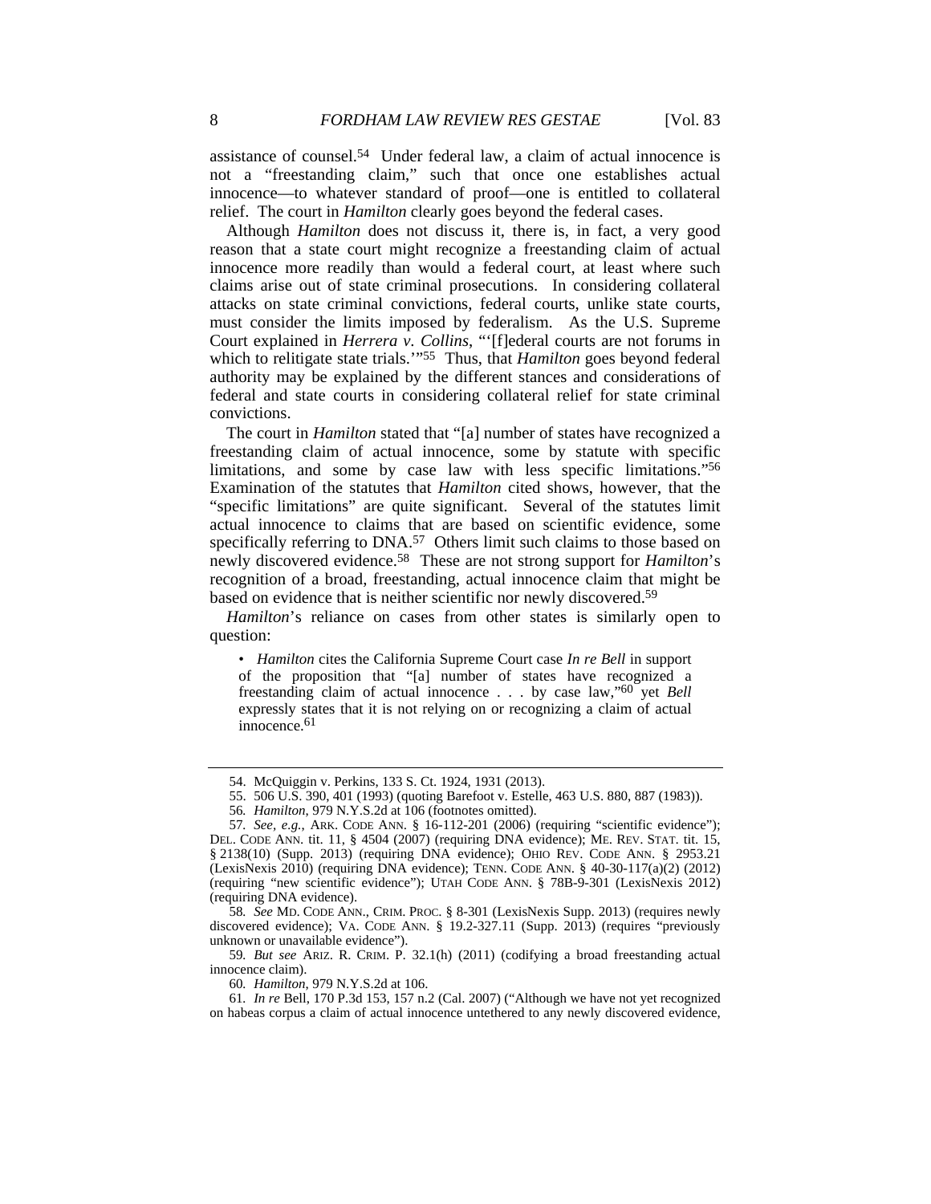assistance of counsel.[54] Under federal law, a claim of actual innocence is not a "freestanding claim," such that once one establishes actual innocence—to whatever standard of proof—one is entitled to collateral relief. The court in *Hamilton* clearly goes beyond the federal cases.

Although *Hamilton* does not discuss it, there is, in fact, a very good reason that a state court might recognize a freestanding claim of actual innocence more readily than would a federal court, at least where such claims arise out of state criminal prosecutions. In considering collateral attacks on state criminal convictions, federal courts, unlike state courts, must consider the limits imposed by federalism. As the U.S. Supreme Court explained in *Herrera v. Collins*, "'[f]ederal courts are not forums in which to relitigate state trials.'"[55] Thus, that *Hamilton* goes beyond federal authority may be explained by the different stances and considerations of federal and state courts in considering collateral relief for state criminal convictions.

The court in *Hamilton* stated that "[a] number of states have recognized a freestanding claim of actual innocence, some by statute with specific limitations, and some by case law with less specific limitations."[56] Examination of the statutes that *Hamilton* cited shows, however, that the "specific limitations" are quite significant. Several of the statutes limit actual innocence to claims that are based on scientific evidence, some specifically referring to DNA.[57] Others limit such claims to those based on newly discovered evidence.[58] These are not strong support for *Hamilton*'s recognition of a broad, freestanding, actual innocence claim that might be based on evidence that is neither scientific nor newly discovered.[59]

*Hamilton*'s reliance on cases from other states is similarly open to question:

- *Hamilton* cites the California Supreme Court case *In re Bell* in support of the proposition that "[a] number of states have recognized a freestanding claim of actual innocence . . . by case law,"[60] yet *Bell* expressly states that it is not relying on or recognizing a claim of actual innocence.[61]

---

54. McQuiggin v. Perkins, 133 S. Ct. 1924, 1931 (2013).

55. 506 U.S. 390, 401 (1993) (quoting Barefoot v. Estelle, 463 U.S. 880, 887 (1983)).

56. *Hamilton*, 979 N.Y.S.2d at 106 (footnotes omitted).

57. *See, e.g.*, ARK. CODE ANN. § 16-112-201 (2006) (requiring "scientific evidence"); DEL. CODE ANN. tit. 11, § 4504 (2007) (requiring DNA evidence); ME. REV. STAT. tit. 15, § 2138(10) (Supp. 2013) (requiring DNA evidence); OHIO REV. CODE ANN. § 2953.21 (LexisNexis 2010) (requiring DNA evidence); TENN. CODE ANN. § 40-30-117(a)(2) (2012) (requiring "new scientific evidence"); UTAH CODE ANN. § 78B-9-301 (LexisNexis 2012) (requiring DNA evidence).

58. *See* MD. CODE ANN., CRIM. PROC. § 8-301 (LexisNexis Supp. 2013) (requires newly discovered evidence); VA. CODE ANN. § 19.2-327.11 (Supp. 2013) (requires "previously unknown or unavailable evidence").

59. *But see* ARIZ. R. CRIM. P. 32.1(h) (2011) (codifying a broad freestanding actual innocence claim).

60. *Hamilton*, 979 N.Y.S.2d at 106.

61. *In re* Bell, 170 P.3d 153, 157 n.2 (Cal. 2007) ("Although we have not yet recognized on habeas corpus a claim of actual innocence untethered to any newly discovered evidence,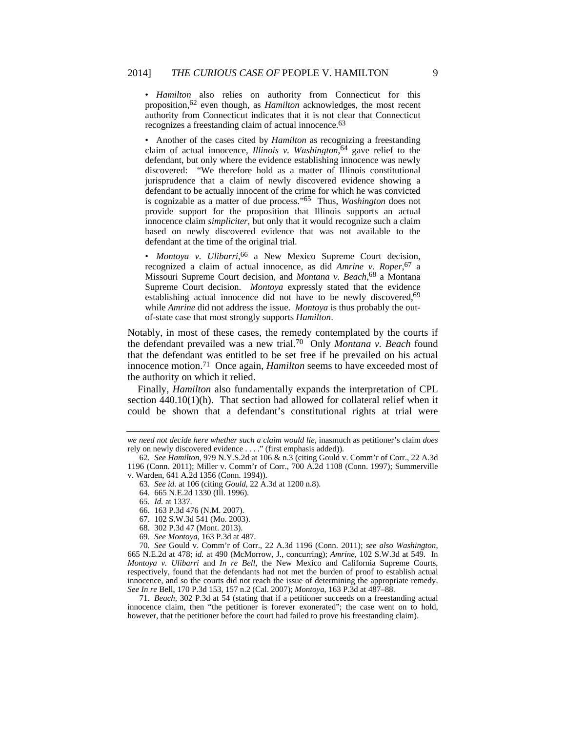• *Hamilton* also relies on authority from Connecticut for this proposition,[62] even though, as *Hamilton* acknowledges, the most recent authority from Connecticut indicates that it is not clear that Connecticut recognizes a freestanding claim of actual innocence.[63]

• Another of the cases cited by *Hamilton* as recognizing a freestanding claim of actual innocence, *Illinois v. Washington*,[64] gave relief to the defendant, but only where the evidence establishing innocence was newly discovered: "We therefore hold as a matter of Illinois constitutional jurisprudence that a claim of newly discovered evidence showing a defendant to be actually innocent of the crime for which he was convicted is cognizable as a matter of due process."[65] Thus, *Washington* does not provide support for the proposition that Illinois supports an actual innocence claim *simpliciter*, but only that it would recognize such a claim based on newly discovered evidence that was not available to the defendant at the time of the original trial.

• *Montoya v. Ulibarri*,[66] a New Mexico Supreme Court decision, recognized a claim of actual innocence, as did *Amrine v. Roper*,[67] a Missouri Supreme Court decision, and *Montana v. Beach*,[68] a Montana Supreme Court decision. *Montoya* expressly stated that the evidence establishing actual innocence did not have to be newly discovered,[69] while *Amrine* did not address the issue. *Montoya* is thus probably the out-of-state case that most strongly supports *Hamilton*.

Notably, in most of these cases, the remedy contemplated by the courts if the defendant prevailed was a new trial.[70] Only *Montana v. Beach* found that the defendant was entitled to be set free if he prevailed on his actual innocence motion.[71] Once again, *Hamilton* seems to have exceeded most of the authority on which it relied.

Finally, *Hamilton* also fundamentally expands the interpretation of CPL section 440.10(1)(h). That section had allowed for collateral relief when it could be shown that a defendant's constitutional rights at trial were

---

*we need not decide here whether such a claim would lie*, inasmuch as petitioner's claim *does* rely on newly discovered evidence . . . ." (first emphasis added)).

62. *See Hamilton*, 979 N.Y.S.2d at 106 & n.3 (citing Gould v. Comm'r of Corr., 22 A.3d 1196 (Conn. 2011); Miller v. Comm'r of Corr., 700 A.2d 1108 (Conn. 1997); Summerville v. Warden, 641 A.2d 1356 (Conn. 1994)).

63. *See id.* at 106 (citing *Gould*, 22 A.3d at 1200 n.8).

64. 665 N.E.2d 1330 (Ill. 1996).

65. *Id.* at 1337.

66. 163 P.3d 476 (N.M. 2007).

67. 102 S.W.3d 541 (Mo. 2003).

68. 302 P.3d 47 (Mont. 2013).

69. *See Montoya*, 163 P.3d at 487.

70. *See* Gould v. Comm'r of Corr., 22 A.3d 1196 (Conn. 2011); *see also Washington*, 665 N.E.2d at 478; *id.* at 490 (McMorrow, J., concurring); *Amrine*, 102 S.W.3d at 549. In *Montoya v. Ulibarri* and *In re Bell*, the New Mexico and California Supreme Courts, respectively, found that the defendants had not met the burden of proof to establish actual innocence, and so the courts did not reach the issue of determining the appropriate remedy. *See In re* Bell, 170 P.3d 153, 157 n.2 (Cal. 2007); *Montoya*, 163 P.3d at 487–88.

71. *Beach*, 302 P.3d at 54 (stating that if a petitioner succeeds on a freestanding actual innocence claim, then "the petitioner is forever exonerated"; the case went on to hold, however, that the petitioner before the court had failed to prove his freestanding claim).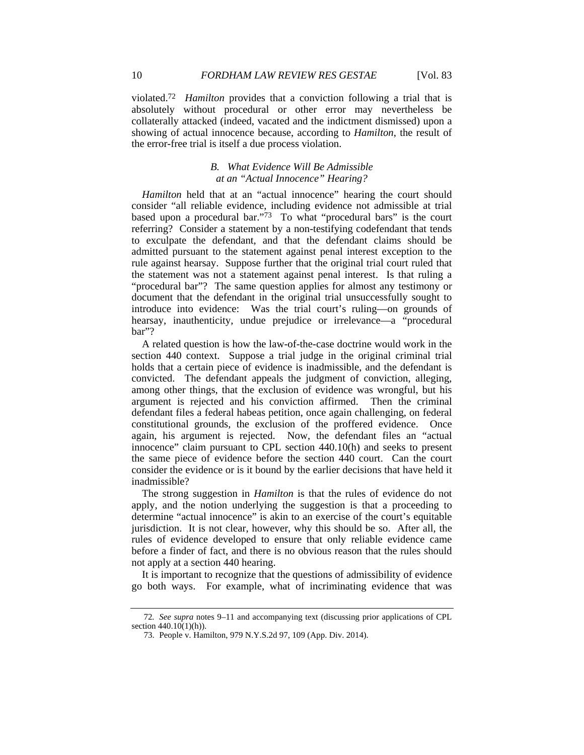violated.[72] *Hamilton* provides that a conviction following a trial that is absolutely without procedural or other error may nevertheless be collaterally attacked (indeed, vacated and the indictment dismissed) upon a showing of actual innocence because, according to *Hamilton*, the result of the error-free trial is itself a due process violation.

### *B. What Evidence Will Be Admissible at an "Actual Innocence" Hearing?*

*Hamilton* held that at an "actual innocence" hearing the court should consider "all reliable evidence, including evidence not admissible at trial based upon a procedural bar."[73] To what "procedural bars" is the court referring? Consider a statement by a non-testifying codefendant that tends to exculpate the defendant, and that the defendant claims should be admitted pursuant to the statement against penal interest exception to the rule against hearsay. Suppose further that the original trial court ruled that the statement was not a statement against penal interest. Is that ruling a "procedural bar"? The same question applies for almost any testimony or document that the defendant in the original trial unsuccessfully sought to introduce into evidence: Was the trial court's ruling—on grounds of hearsay, inauthenticity, undue prejudice or irrelevance—a "procedural bar"?

A related question is how the law-of-the-case doctrine would work in the section 440 context. Suppose a trial judge in the original criminal trial holds that a certain piece of evidence is inadmissible, and the defendant is convicted. The defendant appeals the judgment of conviction, alleging, among other things, that the exclusion of evidence was wrongful, but his argument is rejected and his conviction affirmed. Then the criminal defendant files a federal habeas petition, once again challenging, on federal constitutional grounds, the exclusion of the proffered evidence. Once again, his argument is rejected. Now, the defendant files an "actual innocence" claim pursuant to CPL section 440.10(h) and seeks to present the same piece of evidence before the section 440 court. Can the court consider the evidence or is it bound by the earlier decisions that have held it inadmissible?

The strong suggestion in *Hamilton* is that the rules of evidence do not apply, and the notion underlying the suggestion is that a proceeding to determine "actual innocence" is akin to an exercise of the court's equitable jurisdiction. It is not clear, however, why this should be so. After all, the rules of evidence developed to ensure that only reliable evidence came before a finder of fact, and there is no obvious reason that the rules should not apply at a section 440 hearing.

It is important to recognize that the questions of admissibility of evidence go both ways. For example, what of incriminating evidence that was

---

72. *See supra* notes 9–11 and accompanying text (discussing prior applications of CPL section 440.10(1)(h)).

73. People v. Hamilton, 979 N.Y.S.2d 97, 109 (App. Div. 2014).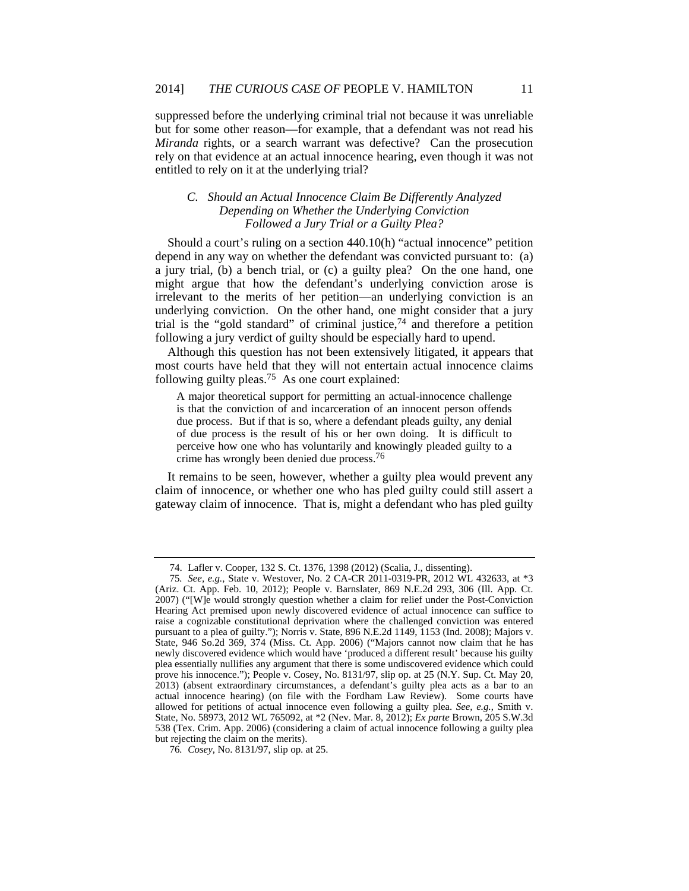suppressed before the underlying criminal trial not because it was unreliable but for some other reason—for example, that a defendant was not read his *Miranda* rights, or a search warrant was defective? Can the prosecution rely on that evidence at an actual innocence hearing, even though it was not entitled to rely on it at the underlying trial?

### *C. Should an Actual Innocence Claim Be Differently Analyzed Depending on Whether the Underlying Conviction Followed a Jury Trial or a Guilty Plea?*

Should a court's ruling on a section 440.10(h) "actual innocence" petition depend in any way on whether the defendant was convicted pursuant to: (a) a jury trial, (b) a bench trial, or (c) a guilty plea? On the one hand, one might argue that how the defendant's underlying conviction arose is irrelevant to the merits of her petition—an underlying conviction is an underlying conviction. On the other hand, one might consider that a jury trial is the "gold standard" of criminal justice,[74] and therefore a petition following a jury verdict of guilty should be especially hard to upend.

Although this question has not been extensively litigated, it appears that most courts have held that they will not entertain actual innocence claims following guilty pleas.[75] As one court explained:

> A major theoretical support for permitting an actual-innocence challenge is that the conviction of and incarceration of an innocent person offends due process. But if that is so, where a defendant pleads guilty, any denial of due process is the result of his or her own doing. It is difficult to perceive how one who has voluntarily and knowingly pleaded guilty to a crime has wrongly been denied due process.[76]

It remains to be seen, however, whether a guilty plea would prevent any claim of innocence, or whether one who has pled guilty could still assert a gateway claim of innocence. That is, might a defendant who has pled guilty

---

74. Lafler v. Cooper, 132 S. Ct. 1376, 1398 (2012) (Scalia, J., dissenting).

75. *See, e.g.*, State v. Westover, No. 2 CA-CR 2011-0319-PR, 2012 WL 432633, at \*3 (Ariz. Ct. App. Feb. 10, 2012); People v. Barnslater, 869 N.E.2d 293, 306 (Ill. App. Ct. 2007) ("[W]e would strongly question whether a claim for relief under the Post-Conviction Hearing Act premised upon newly discovered evidence of actual innocence can suffice to raise a cognizable constitutional deprivation where the challenged conviction was entered pursuant to a plea of guilty."); Norris v. State, 896 N.E.2d 1149, 1153 (Ind. 2008); Majors v. State, 946 So.2d 369, 374 (Miss. Ct. App. 2006) ("Majors cannot now claim that he has newly discovered evidence which would have 'produced a different result' because his guilty plea essentially nullifies any argument that there is some undiscovered evidence which could prove his innocence."); People v. Cosey, No. 8131/97, slip op. at 25 (N.Y. Sup. Ct. May 20, 2013) (absent extraordinary circumstances, a defendant's guilty plea acts as a bar to an actual innocence hearing) (on file with the Fordham Law Review). Some courts have allowed for petitions of actual innocence even following a guilty plea. *See, e.g.*, Smith v. State, No. 58973, 2012 WL 765092, at \*2 (Nev. Mar. 8, 2012); *Ex parte* Brown, 205 S.W.3d 538 (Tex. Crim. App. 2006) (considering a claim of actual innocence following a guilty plea but rejecting the claim on the merits).

76. *Cosey*, No. 8131/97, slip op. at 25.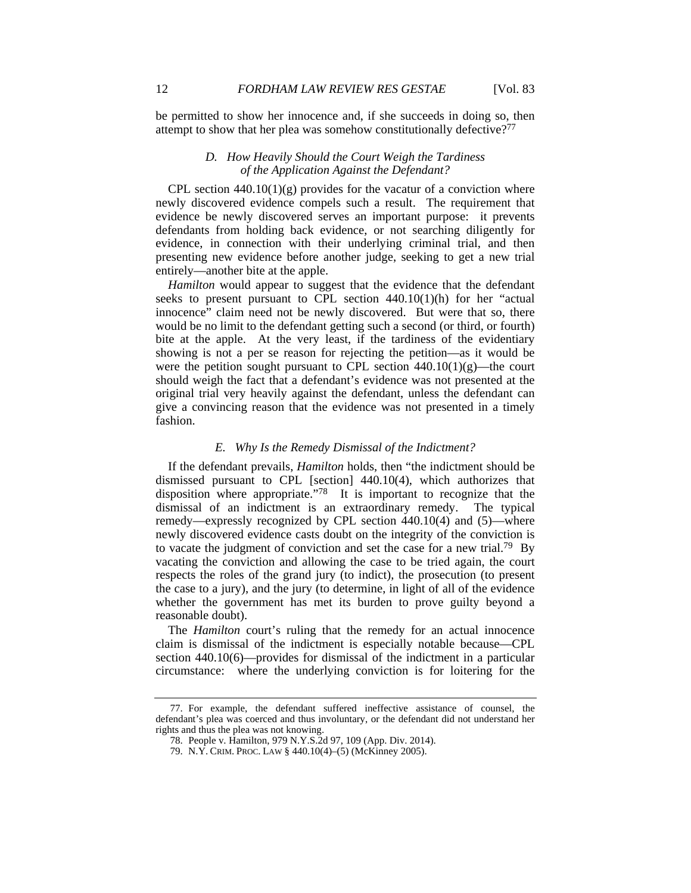be permitted to show her innocence and, if she succeeds in doing so, then attempt to show that her plea was somehow constitutionally defective?[77]

### *D. How Heavily Should the Court Weigh the Tardiness of the Application Against the Defendant?*

CPL section 440.10(1)(g) provides for the vacatur of a conviction where newly discovered evidence compels such a result. The requirement that evidence be newly discovered serves an important purpose: it prevents defendants from holding back evidence, or not searching diligently for evidence, in connection with their underlying criminal trial, and then presenting new evidence before another judge, seeking to get a new trial entirely—another bite at the apple.

*Hamilton* would appear to suggest that the evidence that the defendant seeks to present pursuant to CPL section 440.10(1)(h) for her "actual innocence" claim need not be newly discovered. But were that so, there would be no limit to the defendant getting such a second (or third, or fourth) bite at the apple. At the very least, if the tardiness of the evidentiary showing is not a per se reason for rejecting the petition—as it would be were the petition sought pursuant to CPL section 440.10(1)(g)—the court should weigh the fact that a defendant's evidence was not presented at the original trial very heavily against the defendant, unless the defendant can give a convincing reason that the evidence was not presented in a timely fashion.

### *E. Why Is the Remedy Dismissal of the Indictment?*

If the defendant prevails, *Hamilton* holds, then "the indictment should be dismissed pursuant to CPL [section] 440.10(4), which authorizes that disposition where appropriate."[78] It is important to recognize that the dismissal of an indictment is an extraordinary remedy. The typical remedy—expressly recognized by CPL section 440.10(4) and (5)—where newly discovered evidence casts doubt on the integrity of the conviction is to vacate the judgment of conviction and set the case for a new trial.[79] By vacating the conviction and allowing the case to be tried again, the court respects the roles of the grand jury (to indict), the prosecution (to present the case to a jury), and the jury (to determine, in light of all of the evidence whether the government has met its burden to prove guilty beyond a reasonable doubt).

The *Hamilton* court's ruling that the remedy for an actual innocence claim is dismissal of the indictment is especially notable because—CPL section 440.10(6)—provides for dismissal of the indictment in a particular circumstance: where the underlying conviction is for loitering for the

---

77. For example, the defendant suffered ineffective assistance of counsel, the defendant's plea was coerced and thus involuntary, or the defendant did not understand her rights and thus the plea was not knowing.

78. People v. Hamilton, 979 N.Y.S.2d 97, 109 (App. Div. 2014).

79. N.Y. CRIM. PROC. LAW § 440.10(4)–(5) (McKinney 2005).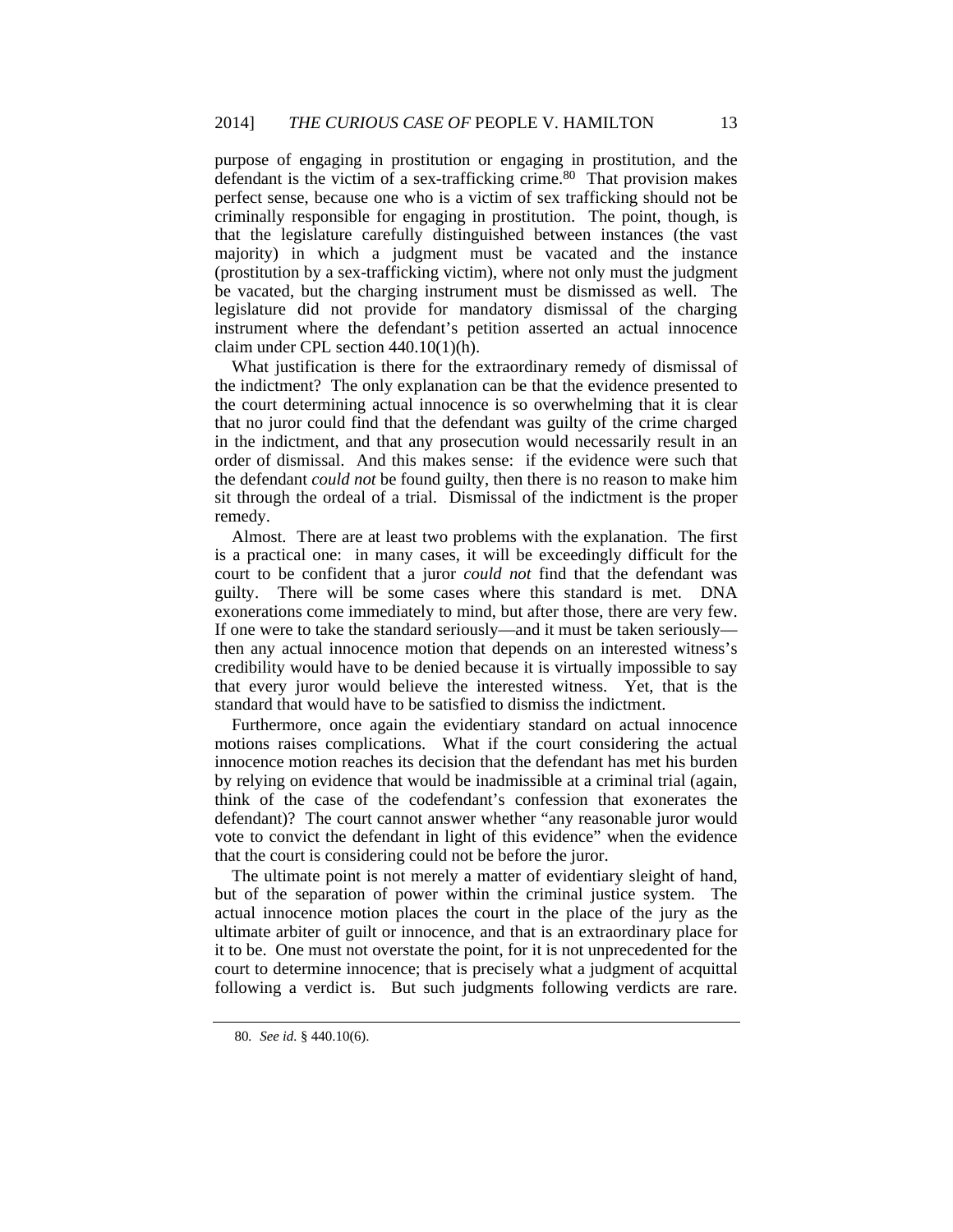purpose of engaging in prostitution or engaging in prostitution, and the defendant is the victim of a sex-trafficking crime.[80] That provision makes perfect sense, because one who is a victim of sex trafficking should not be criminally responsible for engaging in prostitution. The point, though, is that the legislature carefully distinguished between instances (the vast majority) in which a judgment must be vacated and the instance (prostitution by a sex-trafficking victim), where not only must the judgment be vacated, but the charging instrument must be dismissed as well. The legislature did not provide for mandatory dismissal of the charging instrument where the defendant's petition asserted an actual innocence claim under CPL section 440.10(1)(h).

What justification is there for the extraordinary remedy of dismissal of the indictment? The only explanation can be that the evidence presented to the court determining actual innocence is so overwhelming that it is clear that no juror could find that the defendant was guilty of the crime charged in the indictment, and that any prosecution would necessarily result in an order of dismissal. And this makes sense: if the evidence were such that the defendant *could not* be found guilty, then there is no reason to make him sit through the ordeal of a trial. Dismissal of the indictment is the proper remedy.

Almost. There are at least two problems with the explanation. The first is a practical one: in many cases, it will be exceedingly difficult for the court to be confident that a juror *could not* find that the defendant was guilty. There will be some cases where this standard is met. DNA exonerations come immediately to mind, but after those, there are very few. If one were to take the standard seriously—and it must be taken seriously—then any actual innocence motion that depends on an interested witness's credibility would have to be denied because it is virtually impossible to say that every juror would believe the interested witness. Yet, that is the standard that would have to be satisfied to dismiss the indictment.

Furthermore, once again the evidentiary standard on actual innocence motions raises complications. What if the court considering the actual innocence motion reaches its decision that the defendant has met his burden by relying on evidence that would be inadmissible at a criminal trial (again, think of the case of the codefendant's confession that exonerates the defendant)? The court cannot answer whether "any reasonable juror would vote to convict the defendant in light of this evidence" when the evidence that the court is considering could not be before the juror.

The ultimate point is not merely a matter of evidentiary sleight of hand, but of the separation of power within the criminal justice system. The actual innocence motion places the court in the place of the jury as the ultimate arbiter of guilt or innocence, and that is an extraordinary place for it to be. One must not overstate the point, for it is not unprecedented for the court to determine innocence; that is precisely what a judgment of acquittal following a verdict is. But such judgments following verdicts are rare.

80. *See id.* § 440.10(6).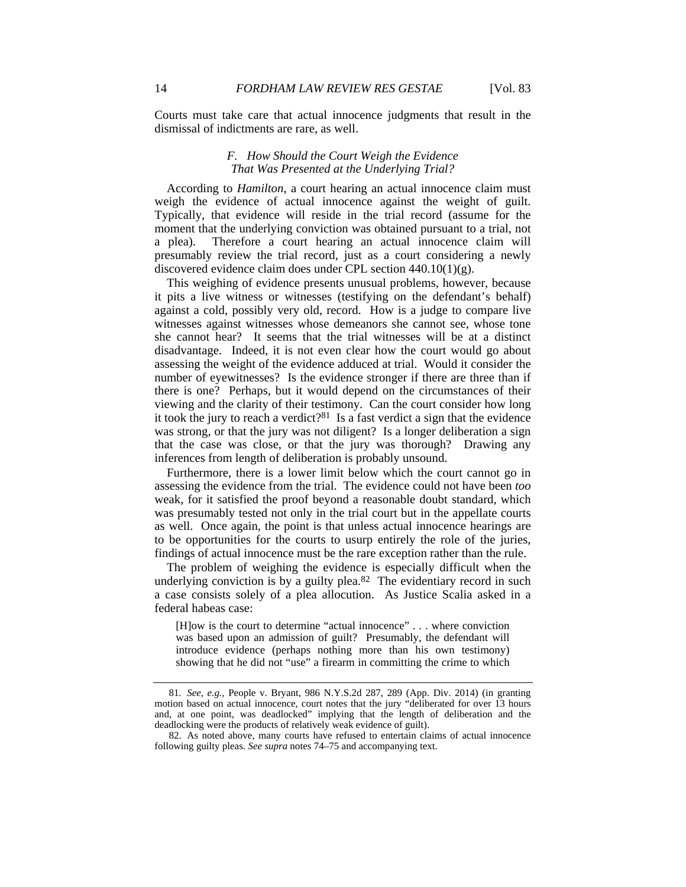Courts must take care that actual innocence judgments that result in the dismissal of indictments are rare, as well.

### *F. How Should the Court Weigh the Evidence That Was Presented at the Underlying Trial?*

According to *Hamilton*, a court hearing an actual innocence claim must weigh the evidence of actual innocence against the weight of guilt. Typically, that evidence will reside in the trial record (assume for the moment that the underlying conviction was obtained pursuant to a trial, not a plea). Therefore a court hearing an actual innocence claim will presumably review the trial record, just as a court considering a newly discovered evidence claim does under CPL section 440.10(1)(g).

This weighing of evidence presents unusual problems, however, because it pits a live witness or witnesses (testifying on the defendant's behalf) against a cold, possibly very old, record. How is a judge to compare live witnesses against witnesses whose demeanors she cannot see, whose tone she cannot hear? It seems that the trial witnesses will be at a distinct disadvantage. Indeed, it is not even clear how the court would go about assessing the weight of the evidence adduced at trial. Would it consider the number of eyewitnesses? Is the evidence stronger if there are three than if there is one? Perhaps, but it would depend on the circumstances of their viewing and the clarity of their testimony. Can the court consider how long it took the jury to reach a verdict?[81] Is a fast verdict a sign that the evidence was strong, or that the jury was not diligent? Is a longer deliberation a sign that the case was close, or that the jury was thorough? Drawing any inferences from length of deliberation is probably unsound.

Furthermore, there is a lower limit below which the court cannot go in assessing the evidence from the trial. The evidence could not have been *too* weak, for it satisfied the proof beyond a reasonable doubt standard, which was presumably tested not only in the trial court but in the appellate courts as well. Once again, the point is that unless actual innocence hearings are to be opportunities for the courts to usurp entirely the role of the juries, findings of actual innocence must be the rare exception rather than the rule.

The problem of weighing the evidence is especially difficult when the underlying conviction is by a guilty plea.[82] The evidentiary record in such a case consists solely of a plea allocution. As Justice Scalia asked in a federal habeas case:

> [H]ow is the court to determine "actual innocence" . . . where conviction was based upon an admission of guilt? Presumably, the defendant will introduce evidence (perhaps nothing more than his own testimony) showing that he did not "use" a firearm in committing the crime to which

---

81. *See, e.g.*, People v. Bryant, 986 N.Y.S.2d 287, 289 (App. Div. 2014) (in granting motion based on actual innocence, court notes that the jury "deliberated for over 13 hours and, at one point, was deadlocked" implying that the length of deliberation and the deadlocking were the products of relatively weak evidence of guilt).

82. As noted above, many courts have refused to entertain claims of actual innocence following guilty pleas. *See supra* notes 74–75 and accompanying text.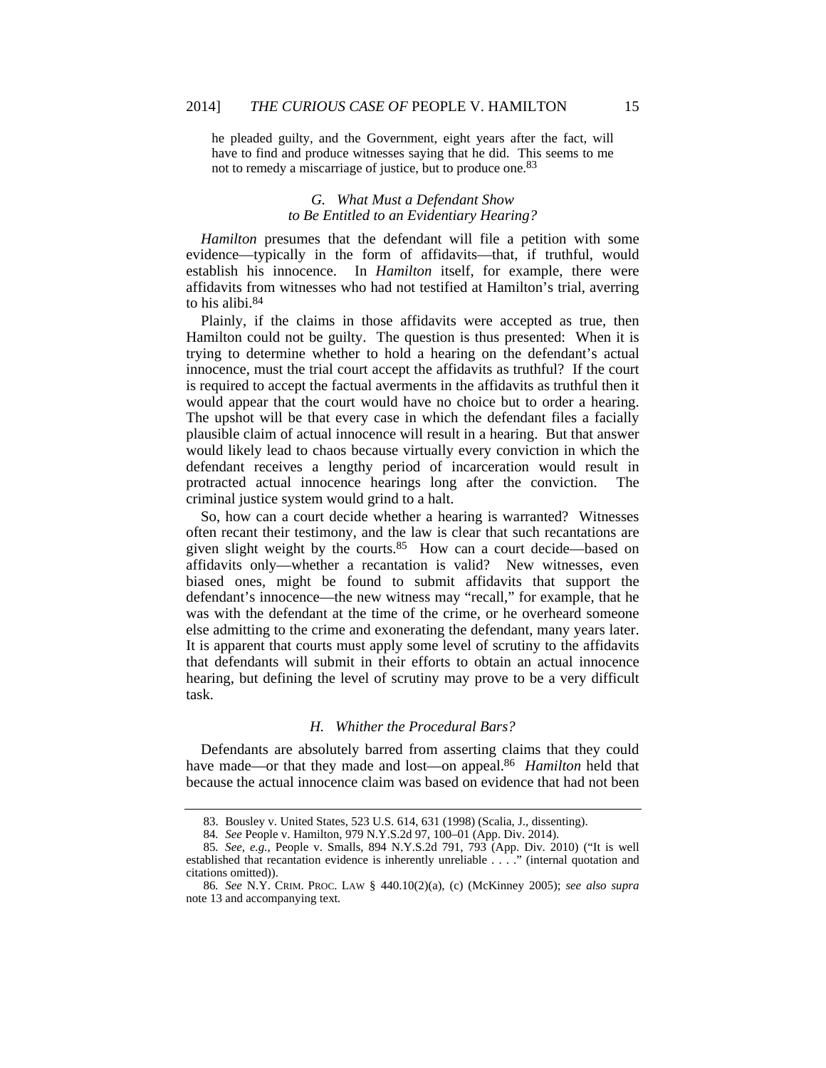> he pleaded guilty, and the Government, eight years after the fact, will have to find and produce witnesses saying that he did. This seems to me not to remedy a miscarriage of justice, but to produce one.[83]

### *G. What Must a Defendant Show to Be Entitled to an Evidentiary Hearing?*

*Hamilton* presumes that the defendant will file a petition with some evidence—typically in the form of affidavits—that, if truthful, would establish his innocence. In *Hamilton* itself, for example, there were affidavits from witnesses who had not testified at Hamilton's trial, averring to his alibi.[84]

Plainly, if the claims in those affidavits were accepted as true, then Hamilton could not be guilty. The question is thus presented: When it is trying to determine whether to hold a hearing on the defendant's actual innocence, must the trial court accept the affidavits as truthful? If the court is required to accept the factual averments in the affidavits as truthful then it would appear that the court would have no choice but to order a hearing. The upshot will be that every case in which the defendant files a facially plausible claim of actual innocence will result in a hearing. But that answer would likely lead to chaos because virtually every conviction in which the defendant receives a lengthy period of incarceration would result in protracted actual innocence hearings long after the conviction. The criminal justice system would grind to a halt.

So, how can a court decide whether a hearing is warranted? Witnesses often recant their testimony, and the law is clear that such recantations are given slight weight by the courts.[85] How can a court decide—based on affidavits only—whether a recantation is valid? New witnesses, even biased ones, might be found to submit affidavits that support the defendant's innocence—the new witness may "recall," for example, that he was with the defendant at the time of the crime, or he overheard someone else admitting to the crime and exonerating the defendant, many years later. It is apparent that courts must apply some level of scrutiny to the affidavits that defendants will submit in their efforts to obtain an actual innocence hearing, but defining the level of scrutiny may prove to be a very difficult task.

### *H. Whither the Procedural Bars?*

Defendants are absolutely barred from asserting claims that they could have made—or that they made and lost—on appeal.[86] *Hamilton* held that because the actual innocence claim was based on evidence that had not been

---

83. Bousley v. United States, 523 U.S. 614, 631 (1998) (Scalia, J., dissenting).

84. *See* People v. Hamilton, 979 N.Y.S.2d 97, 100–01 (App. Div. 2014).

85. *See, e.g.*, People v. Smalls, 894 N.Y.S.2d 791, 793 (App. Div. 2010) ("It is well established that recantation evidence is inherently unreliable . . . ." (internal quotation and citations omitted)).

86. *See* N.Y. CRIM. PROC. LAW § 440.10(2)(a), (c) (McKinney 2005); *see also supra* note 13 and accompanying text.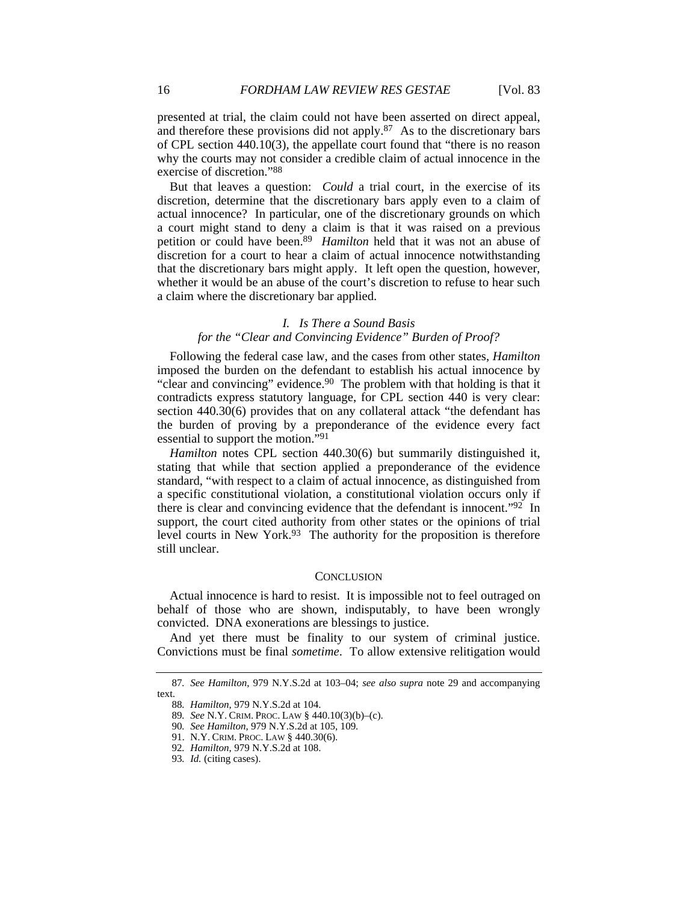presented at trial, the claim could not have been asserted on direct appeal, and therefore these provisions did not apply.[87] As to the discretionary bars of CPL section 440.10(3), the appellate court found that "there is no reason why the courts may not consider a credible claim of actual innocence in the exercise of discretion."[88]

But that leaves a question: *Could* a trial court, in the exercise of its discretion, determine that the discretionary bars apply even to a claim of actual innocence? In particular, one of the discretionary grounds on which a court might stand to deny a claim is that it was raised on a previous petition or could have been.[89] *Hamilton* held that it was not an abuse of discretion for a court to hear a claim of actual innocence notwithstanding that the discretionary bars might apply. It left open the question, however, whether it would be an abuse of the court's discretion to refuse to hear such a claim where the discretionary bar applied.

### *I. Is There a Sound Basis for the "Clear and Convincing Evidence" Burden of Proof?*

Following the federal case law, and the cases from other states, *Hamilton* imposed the burden on the defendant to establish his actual innocence by "clear and convincing" evidence.[90] The problem with that holding is that it contradicts express statutory language, for CPL section 440 is very clear: section 440.30(6) provides that on any collateral attack "the defendant has the burden of proving by a preponderance of the evidence every fact essential to support the motion."[91]

*Hamilton* notes CPL section 440.30(6) but summarily distinguished it, stating that while that section applied a preponderance of the evidence standard, "with respect to a claim of actual innocence, as distinguished from a specific constitutional violation, a constitutional violation occurs only if there is clear and convincing evidence that the defendant is innocent."[92] In support, the court cited authority from other states or the opinions of trial level courts in New York.[93] The authority for the proposition is therefore still unclear.

## CONCLUSION

Actual innocence is hard to resist. It is impossible not to feel outraged on behalf of those who are shown, indisputably, to have been wrongly convicted. DNA exonerations are blessings to justice.

And yet there must be finality to our system of criminal justice. Convictions must be final *sometime*. To allow extensive relitigation would

---

87. *See Hamilton*, 979 N.Y.S.2d at 103–04; *see also supra* note 29 and accompanying text.

88. *Hamilton*, 979 N.Y.S.2d at 104.

89. *See* N.Y. CRIM. PROC. LAW § 440.10(3)(b)–(c).

90. *See Hamilton*, 979 N.Y.S.2d at 105, 109.

91. N.Y. CRIM. PROC. LAW § 440.30(6).

92. *Hamilton*, 979 N.Y.S.2d at 108.

93. *Id.* (citing cases).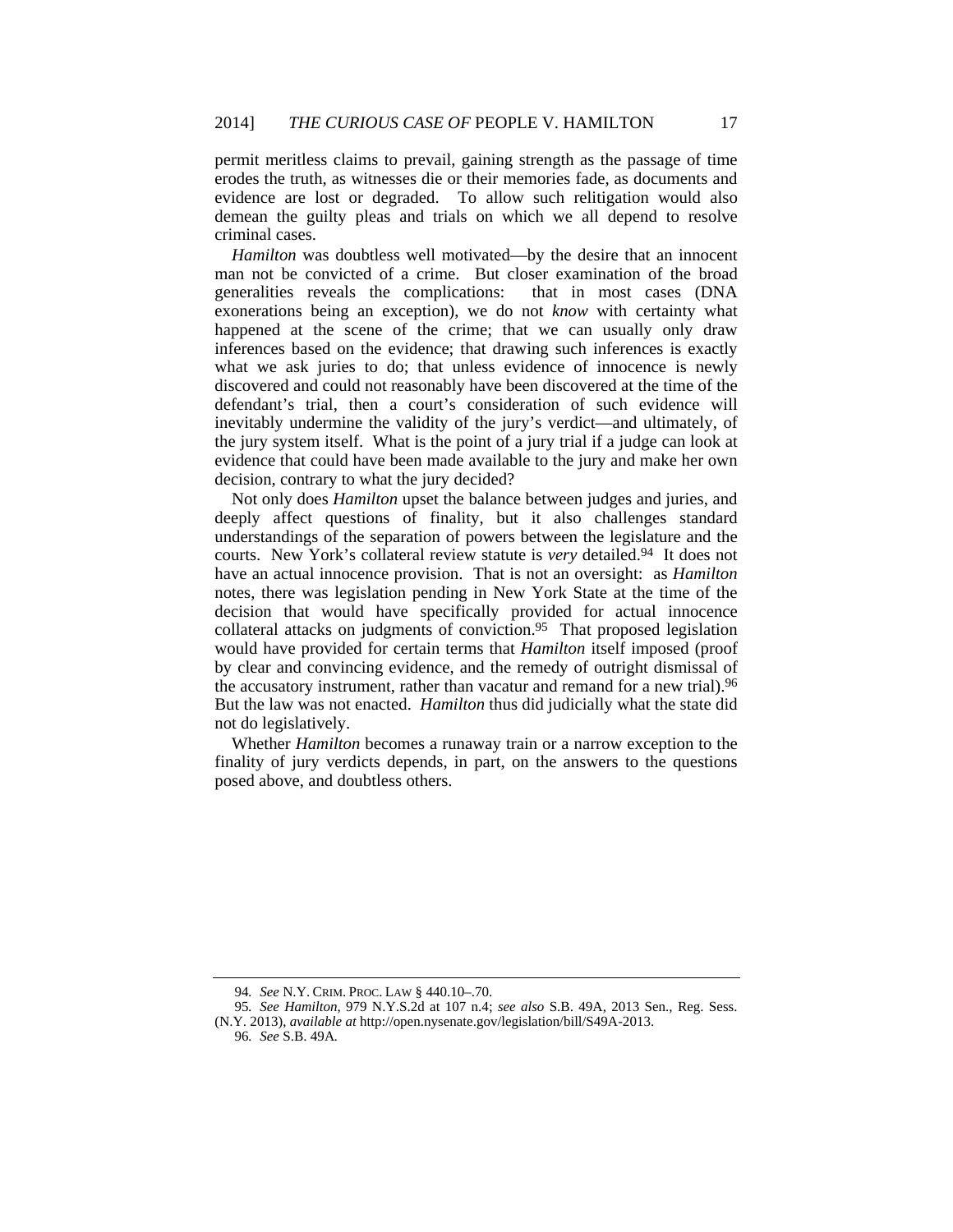permit meritless claims to prevail, gaining strength as the passage of time erodes the truth, as witnesses die or their memories fade, as documents and evidence are lost or degraded. To allow such relitigation would also demean the guilty pleas and trials on which we all depend to resolve criminal cases.

*Hamilton* was doubtless well motivated—by the desire that an innocent man not be convicted of a crime. But closer examination of the broad generalities reveals the complications: that in most cases (DNA exonerations being an exception), we do not *know* with certainty what happened at the scene of the crime; that we can usually only draw inferences based on the evidence; that drawing such inferences is exactly what we ask juries to do; that unless evidence of innocence is newly discovered and could not reasonably have been discovered at the time of the defendant's trial, then a court's consideration of such evidence will inevitably undermine the validity of the jury's verdict—and ultimately, of the jury system itself. What is the point of a jury trial if a judge can look at evidence that could have been made available to the jury and make her own decision, contrary to what the jury decided?

Not only does *Hamilton* upset the balance between judges and juries, and deeply affect questions of finality, but it also challenges standard understandings of the separation of powers between the legislature and the courts. New York's collateral review statute is *very* detailed.[94] It does not have an actual innocence provision. That is not an oversight: as *Hamilton* notes, there was legislation pending in New York State at the time of the decision that would have specifically provided for actual innocence collateral attacks on judgments of conviction.[95] That proposed legislation would have provided for certain terms that *Hamilton* itself imposed (proof by clear and convincing evidence, and the remedy of outright dismissal of the accusatory instrument, rather than vacatur and remand for a new trial).[96] But the law was not enacted. *Hamilton* thus did judicially what the state did not do legislatively.

Whether *Hamilton* becomes a runaway train or a narrow exception to the finality of jury verdicts depends, in part, on the answers to the questions posed above, and doubtless others.

---

94. *See* N.Y. CRIM. PROC. LAW § 440.10–.70.

95. *See Hamilton*, 979 N.Y.S.2d at 107 n.4; *see also* S.B. 49A, 2013 Sen., Reg. Sess. (N.Y. 2013), *available at* http://open.nysenate.gov/legislation/bill/S49A-2013.

96. *See* S.B. 49A.